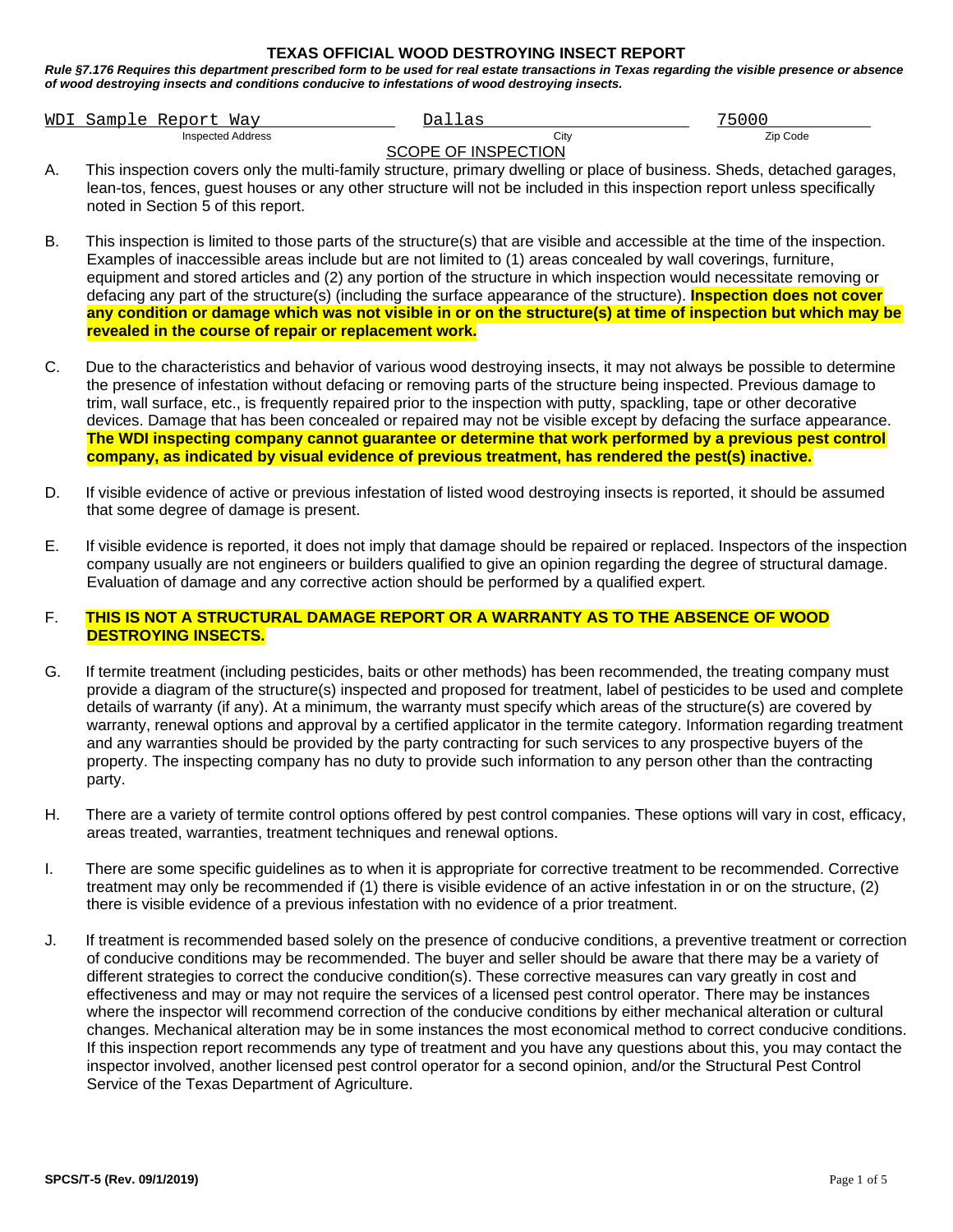# TEXAS OFFICIAL WOOD DESTROYING INSECT REPORT

***Rule §7.176 Requires this department prescribed form to be used for real estate transactions in Texas regarding the visible presence or absence of wood destroying insects and conditions conducive to infestations of wood destroying insects.***

| WDI Sample Report Way | Dallas | 75000 |
|---|---|---|
| Inspected Address | City | Zip Code |

## SCOPE OF INSPECTION

A. This inspection covers only the multi-family structure, primary dwelling or place of business. Sheds, detached garages, lean-tos, fences, guest houses or any other structure will not be included in this inspection report unless specifically noted in Section 5 of this report.

B. This inspection is limited to those parts of the structure(s) that are visible and accessible at the time of the inspection. Examples of inaccessible areas include but are not limited to (1) areas concealed by wall coverings, furniture, equipment and stored articles and (2) any portion of the structure in which inspection would necessitate removing or defacing any part of the structure(s) (including the surface appearance of the structure). **Inspection does not cover any condition or damage which was not visible in or on the structure(s) at time of inspection but which may be revealed in the course of repair or replacement work.**

C. Due to the characteristics and behavior of various wood destroying insects, it may not always be possible to determine the presence of infestation without defacing or removing parts of the structure being inspected. Previous damage to trim, wall surface, etc., is frequently repaired prior to the inspection with putty, spackling, tape or other decorative devices. Damage that has been concealed or repaired may not be visible except by defacing the surface appearance. **The WDI inspecting company cannot guarantee or determine that work performed by a previous pest control company, as indicated by visual evidence of previous treatment, has rendered the pest(s) inactive.**

D. If visible evidence of active or previous infestation of listed wood destroying insects is reported, it should be assumed that some degree of damage is present.

E. If visible evidence is reported, it does not imply that damage should be repaired or replaced. Inspectors of the inspection company usually are not engineers or builders qualified to give an opinion regarding the degree of structural damage. Evaluation of damage and any corrective action should be performed by a qualified expert.

F. **THIS IS NOT A STRUCTURAL DAMAGE REPORT OR A WARRANTY AS TO THE ABSENCE OF WOOD DESTROYING INSECTS.**

G. If termite treatment (including pesticides, baits or other methods) has been recommended, the treating company must provide a diagram of the structure(s) inspected and proposed for treatment, label of pesticides to be used and complete details of warranty (if any). At a minimum, the warranty must specify which areas of the structure(s) are covered by warranty, renewal options and approval by a certified applicator in the termite category. Information regarding treatment and any warranties should be provided by the party contracting for such services to any prospective buyers of the property. The inspecting company has no duty to provide such information to any person other than the contracting party.

H. There are a variety of termite control options offered by pest control companies. These options will vary in cost, efficacy, areas treated, warranties, treatment techniques and renewal options.

I. There are some specific guidelines as to when it is appropriate for corrective treatment to be recommended. Corrective treatment may only be recommended if (1) there is visible evidence of an active infestation in or on the structure, (2) there is visible evidence of a previous infestation with no evidence of a prior treatment.

J. If treatment is recommended based solely on the presence of conducive conditions, a preventive treatment or correction of conducive conditions may be recommended. The buyer and seller should be aware that there may be a variety of different strategies to correct the conducive condition(s). These corrective measures can vary greatly in cost and effectiveness and may or may not require the services of a licensed pest control operator. There may be instances where the inspector will recommend correction of the conducive conditions by either mechanical alteration or cultural changes. Mechanical alteration may be in some instances the most economical method to correct conducive conditions. If this inspection report recommends any type of treatment and you have any questions about this, you may contact the inspector involved, another licensed pest control operator for a second opinion, and/or the Structural Pest Control Service of the Texas Department of Agriculture.

**SPCS/T-5 (Rev. 09/1/2019)**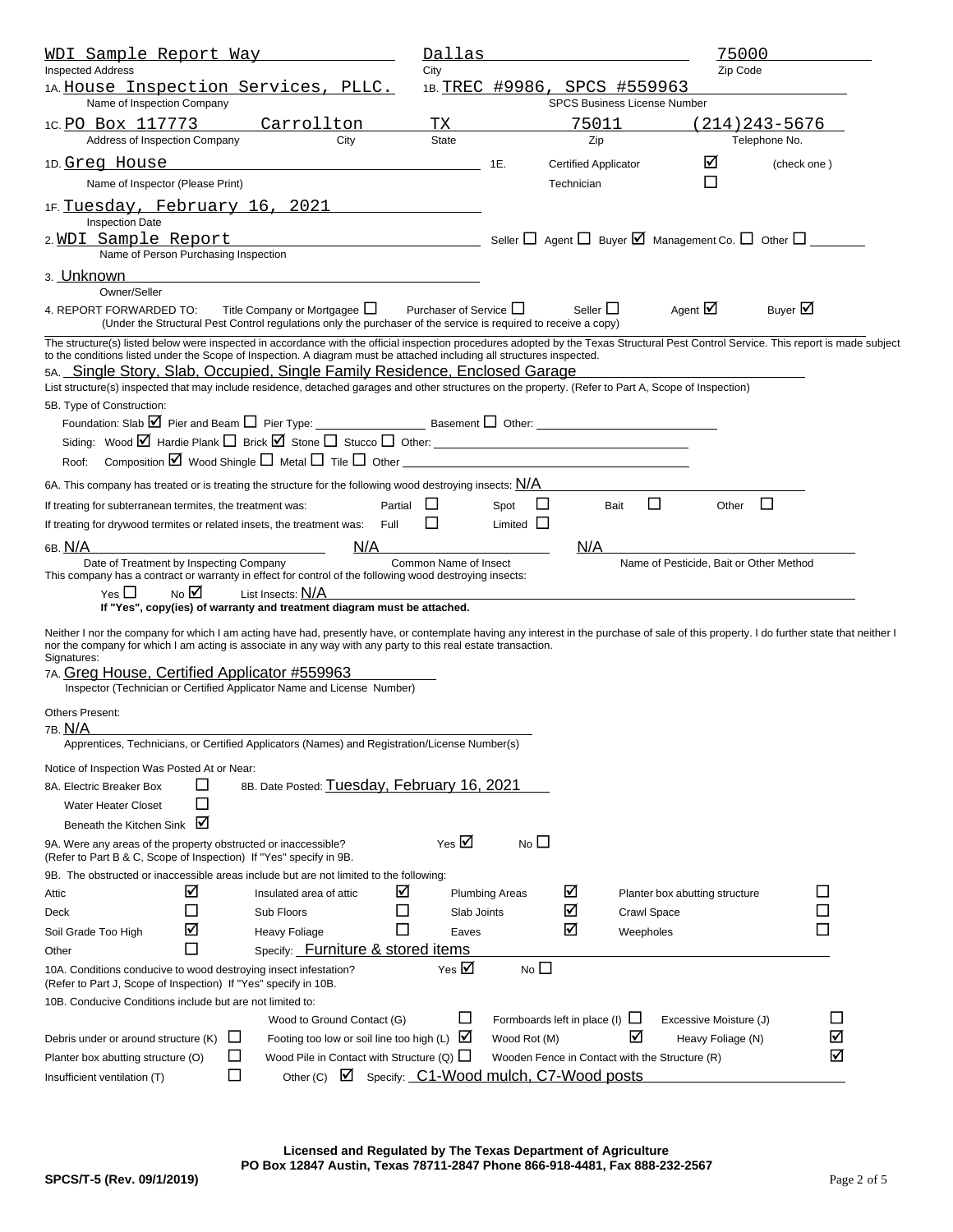WDI Sample Report Way — Dallas — 75000
Inspected Address — City — Zip Code

1A. House Inspection Services, PLLC.
Name of Inspection Company

1B. TREC #9986, SPCS #559963
SPCS Business License Number

1C. PO Box 117773, Carrollton, TX, 75011, (214)243-5676
Address of Inspection Company — City — State — Zip — Telephone No.

1D. Greg House
Name of Inspector (Please Print)

1E. Certified Applicator ☑ Technician ☐ (check one)

1F. Tuesday, February 16, 2021
Inspection Date

2. WDI Sample Report — Seller ☐ Agent ☐ Buyer ☑ Management Co. ☐ Other ☐
Name of Person Purchasing Inspection

3. Unknown
Owner/Seller

4. REPORT FORWARDED TO: Title Company or Mortgagee ☐ Purchaser of Service ☐ Seller ☐ Agent ☑ Buyer ☑
(Under the Structural Pest Control regulations only the purchaser of the service is required to receive a copy)

The structure(s) listed below were inspected in accordance with the official inspection procedures adopted by the Texas Structural Pest Control Service. This report is made subject to the conditions listed under the Scope of Inspection. A diagram must be attached including all structures inspected.

5A. Single Story, Slab, Occupied, Single Family Residence, Enclosed Garage
List structure(s) inspected that may include residence, detached garages and other structures on the property. (Refer to Part A, Scope of Inspection)

5B. Type of Construction:

Foundation: Slab ☑ Pier and Beam ☐ Pier Type: ______ Basement ☐ Other: ______

Siding: Wood ☑ Hardie Plank ☐ Brick ☑ Stone ☐ Stucco ☐ Other: ______

Roof: Composition ☑ Wood Shingle ☐ Metal ☐ Tile ☐ Other ______

6A. This company has treated or is treating the structure for the following wood destroying insects: N/A

If treating for subterranean termites, the treatment was: Partial ☐ Spot ☐ Bait ☐ Other ☐

If treating for drywood termites or related insets, the treatment was: Full ☐ Limited ☐

6B. N/A — N/A — N/A
Date of Treatment by Inspecting Company — Common Name of Insect — Name of Pesticide, Bait or Other Method

This company has a contract or warranty in effect for control of the following wood destroying insects:

Yes ☐ No ☑ List Insects: N/A

**If "Yes", copy(ies) of warranty and treatment diagram must be attached.**

Neither I nor the company for which I am acting have had, presently have, or contemplate having any interest in the purchase of sale of this property. I do further state that neither I nor the company for which I am acting is associate in any way with any party to this real estate transaction.

Signatures:

7A. Greg House, Certified Applicator #559963
Inspector (Technician or Certified Applicator Name and License Number)

Others Present:

7B. N/A
Apprentices, Technicians, or Certified Applicators (Names) and Registration/License Number(s)

Notice of Inspection Was Posted At or Near:

8A. Electric Breaker Box ☐
Water Heater Closet ☐
Beneath the Kitchen Sink ☑

8B. Date Posted: Tuesday, February 16, 2021

9A. Were any areas of the property obstructed or inaccessible? Yes ☑ No ☐
(Refer to Part B & C, Scope of Inspection) If "Yes" specify in 9B.

9B. The obstructed or inaccessible areas include but are not limited to the following:

| | | | | | | | |
|---|---|---|---|---|---|---|---|
| Attic | ☑ | Insulated area of attic | ☑ | Plumbing Areas | ☑ | Planter box abutting structure | ☐ |
| Deck | ☐ | Sub Floors | ☐ | Slab Joints | ☑ | Crawl Space | ☐ |
| Soil Grade Too High | ☑ | Heavy Foliage | ☐ | Eaves | ☑ | Weepholes | ☐ |
| Other | ☐ | Specify: Furniture & stored items | | | | | |

10A. Conditions conducive to wood destroying insect infestation? Yes ☑ No ☐
(Refer to Part J, Scope of Inspection) If "Yes" specify in 10B.

10B. Conducive Conditions include but are not limited to:

| | | | | | | | |
|---|---|---|---|---|---|---|---|
| | | Wood to Ground Contact (G) | ☐ | Formboards left in place (I) | ☐ | Excessive Moisture (J) | ☐ |
| Debris under or around structure (K) | ☐ | Footing too low or soil line too high (L) | ☑ | Wood Rot (M) | ☑ | Heavy Foliage (N) | ☑ |
| Planter box abutting structure (O) | ☐ | Wood Pile in Contact with Structure (Q) | ☐ | Wooden Fence in Contact with the Structure (R) | | | ☑ |
| Insufficient ventilation (T) | ☐ | Other (C) | ☑ | Specify: C1-Wood mulch, C7-Wood posts | | | |

**Licensed and Regulated by The Texas Department of Agriculture**
**PO Box 12847 Austin, Texas 78711-2847 Phone 866-918-4481, Fax 888-232-2567**

**SPCS/T-5 (Rev. 09/1/2019)**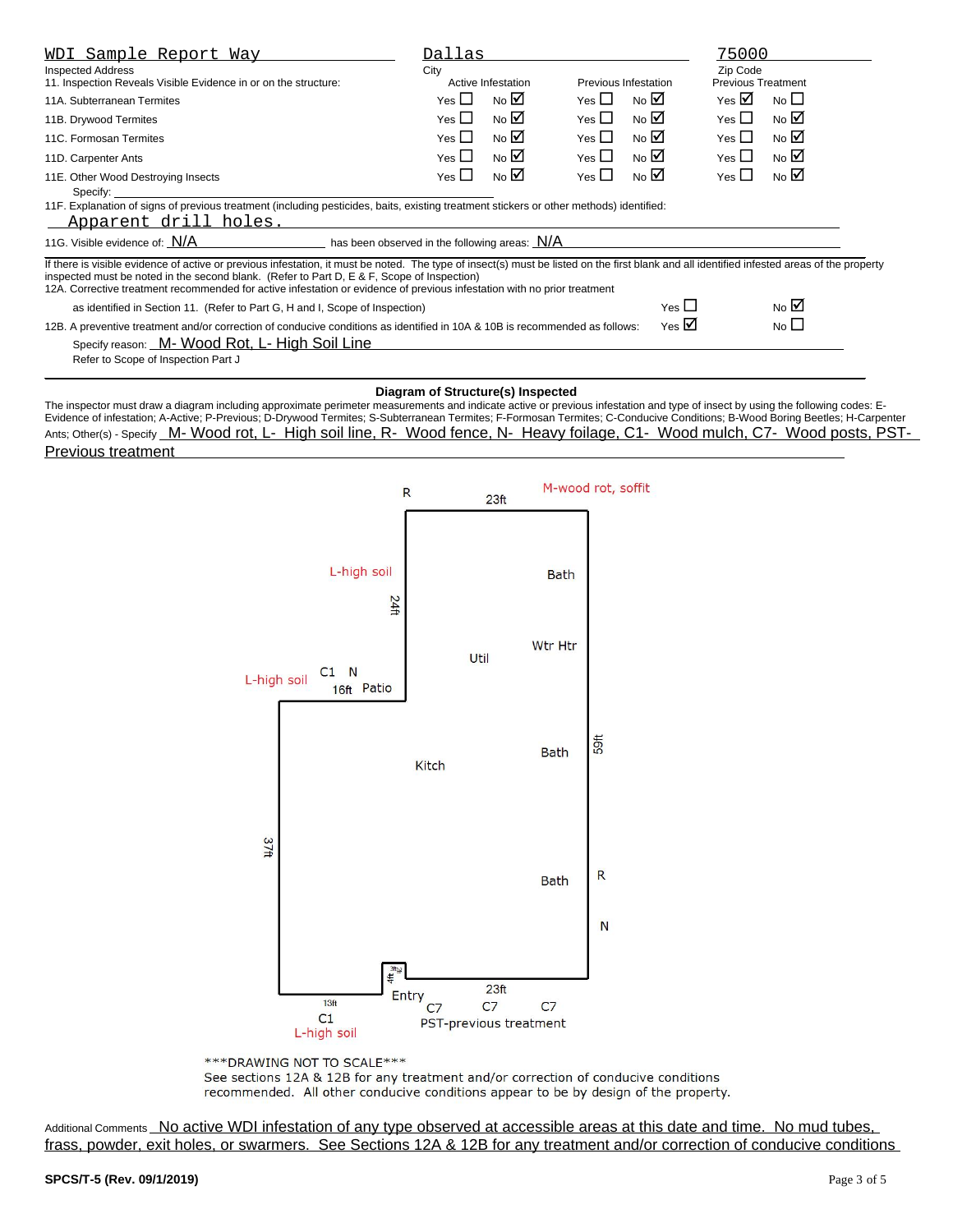| WDI Sample Report Way | Dallas | 75000 |
|---|---|---|
| Inspected Address | City | Zip Code |

**11. Inspection Reveals Visible Evidence in or on the structure:**

| | Active Infestation | Previous Infestation | Previous Treatment |
|---|---|---|---|
| 11A. Subterranean Termites | Yes ☐ No ☑ | Yes ☐ No ☑ | Yes ☑ No ☐ |
| 11B. Drywood Termites | Yes ☐ No ☑ | Yes ☐ No ☑ | Yes ☐ No ☑ |
| 11C. Formosan Termites | Yes ☐ No ☑ | Yes ☐ No ☑ | Yes ☐ No ☑ |
| 11D. Carpenter Ants | Yes ☐ No ☑ | Yes ☐ No ☑ | Yes ☐ No ☑ |
| 11E. Other Wood Destroying Insects | Yes ☐ No ☑ | Yes ☐ No ☑ | Yes ☐ No ☑ |

Specify: ______

11F. Explanation of signs of previous treatment (including pesticides, baits, existing treatment stickers or other methods) identified:
Apparent drill holes.

11G. Visible evidence of: N/A has been observed in the following areas: N/A

If there is visible evidence of active or previous infestation, it must be noted. The type of insect(s) must be listed on the first blank and all identified infested areas of the property inspected must be noted in the second blank. (Refer to Part D, E & F, Scope of Inspection)

12A. Corrective treatment recommended for active infestation or evidence of previous infestation with no prior treatment as identified in Section 11. (Refer to Part G, H and I, Scope of Inspection) Yes ☐ No ☑

12B. A preventive treatment and/or correction of conducive conditions as identified in 10A & 10B is recommended as follows: Yes ☑ No ☐

Specify reason: M- Wood Rot, L- High Soil Line

Refer to Scope of Inspection Part J

## Diagram of Structure(s) Inspected

The inspector must draw a diagram including approximate perimeter measurements and indicate active or previous infestation and type of insect by using the following codes: E-Evidence of infestation; A-Active; P-Previous; D-Drywood Termites; S-Subterranean Termites; F-Formosan Termites; C-Conducive Conditions; B-Wood Boring Beetles; H-Carpenter Ants; Other(s) - Specify M- Wood rot, L- High soil line, R- Wood fence, N- Heavy foilage, C1- Wood mulch, C7- Wood posts, PST- Previous treatment

R 23ft M-wood rot, soffit
L-high soil 24ft Bath
Wtr Htr Util
L-high soil C1 N 16ft Patio
Kitch Bath 59ft
37ft
Bath R
N
13ft C1 L-high soil 4ft Entry 23ft C7 C7 C7
PST-previous treatment

\*\*\*DRAWING NOT TO SCALE\*\*\*
See sections 12A & 12B for any treatment and/or correction of conducive conditions recommended. All other conducive conditions appear to be by design of the property.

Additional Comments No active WDI infestation of any type observed at accessible areas at this date and time. No mud tubes, frass, powder, exit holes, or swarmers. See Sections 12A & 12B for any treatment and/or correction of conducive conditions

SPCS/T-5 (Rev. 09/1/2019)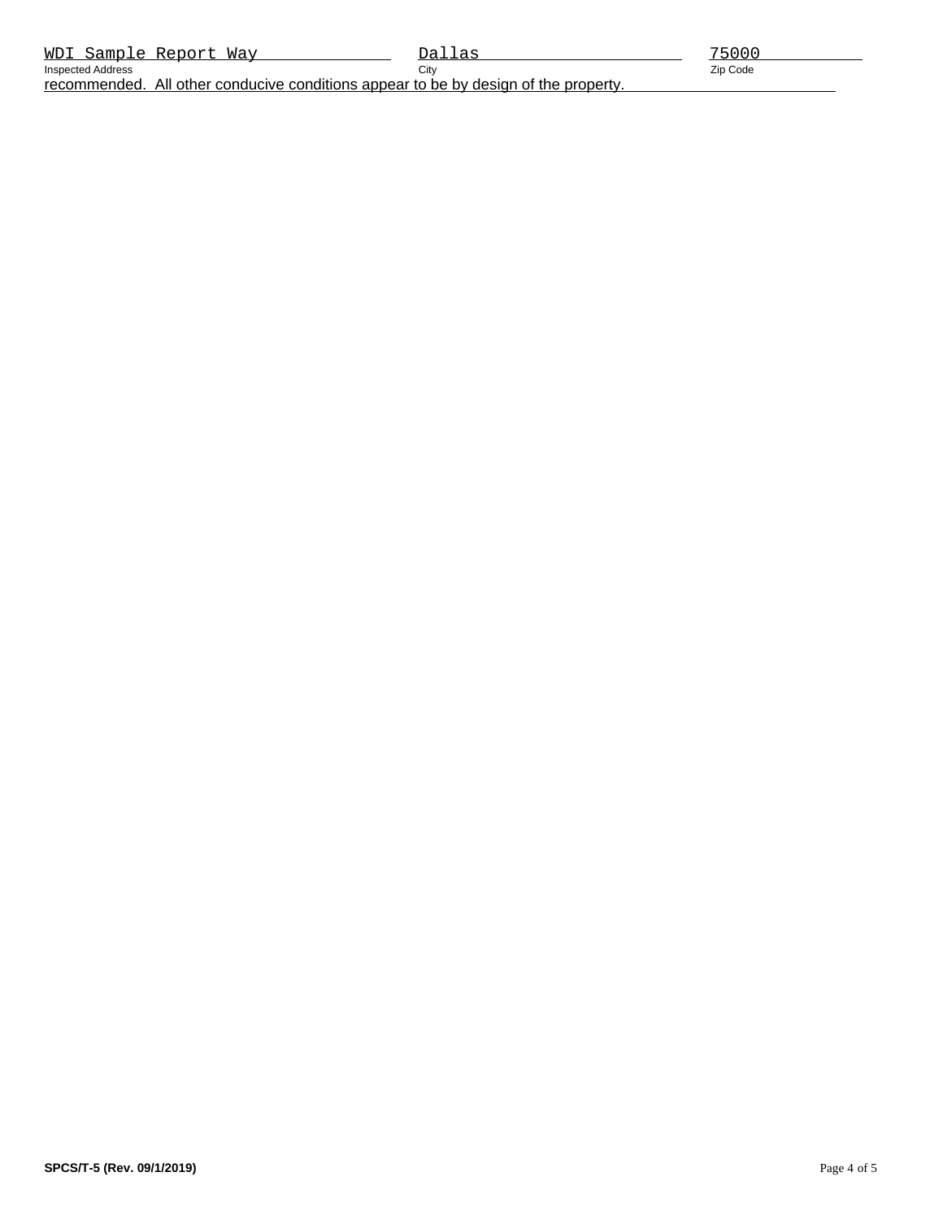| WDI Sample Report Way | Dallas | 75000 |
| --- | --- | --- |
| Inspected Address | City | Zip Code |

recommended. All other conducive conditions appear to be by design of the property.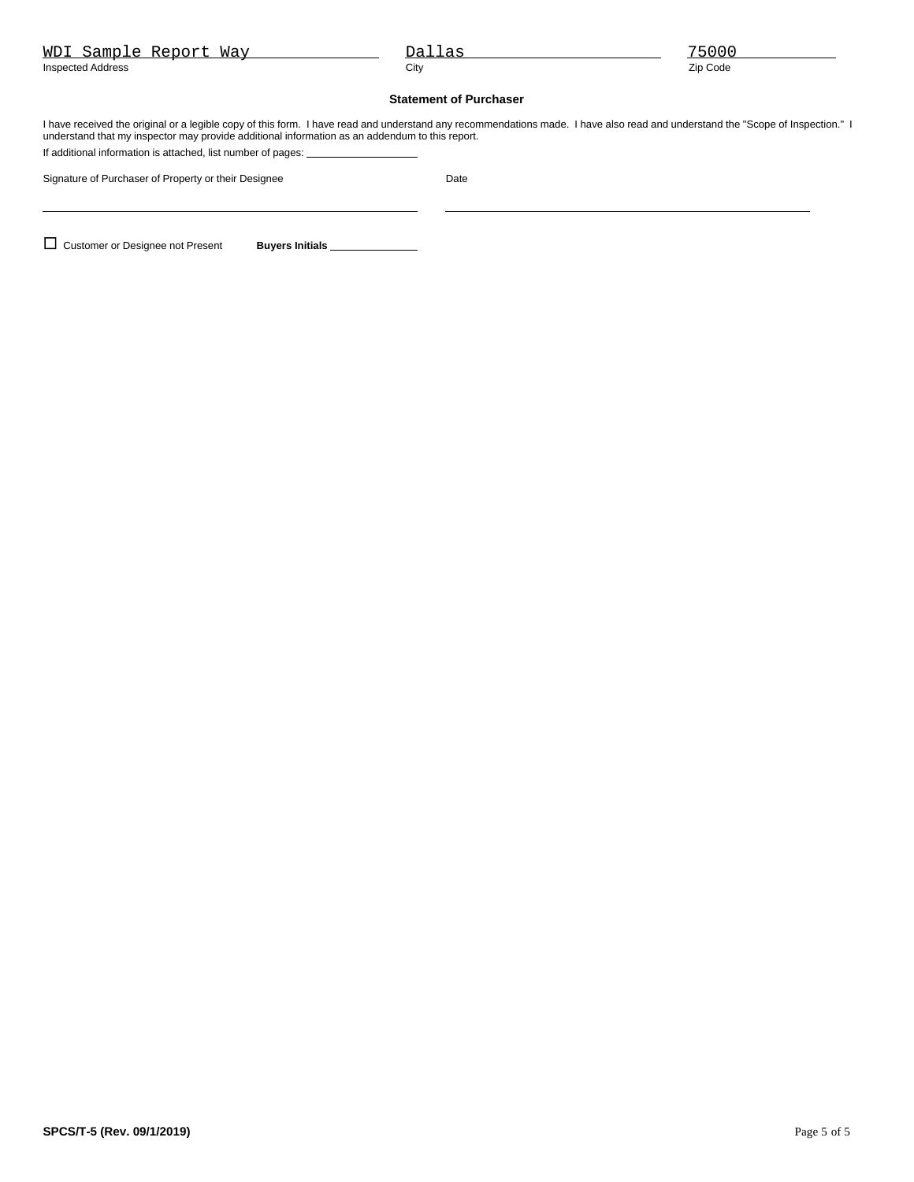| WDI Sample Report Way | Dallas | 75000 |
|---|---|---|
| Inspected Address | City | Zip Code |

### Statement of Purchaser

I have received the original or a legible copy of this form. I have read and understand any recommendations made. I have also read and understand the "Scope of Inspection." I understand that my inspector may provide additional information as an addendum to this report.

If additional information is attached, list number of pages: ____________________

Signature of Purchaser of Property or their Designee ____________________ Date ____________________

☐ Customer or Designee not Present **Buyers Initials** ______________

**SPCS/T-5 (Rev. 09/1/2019)**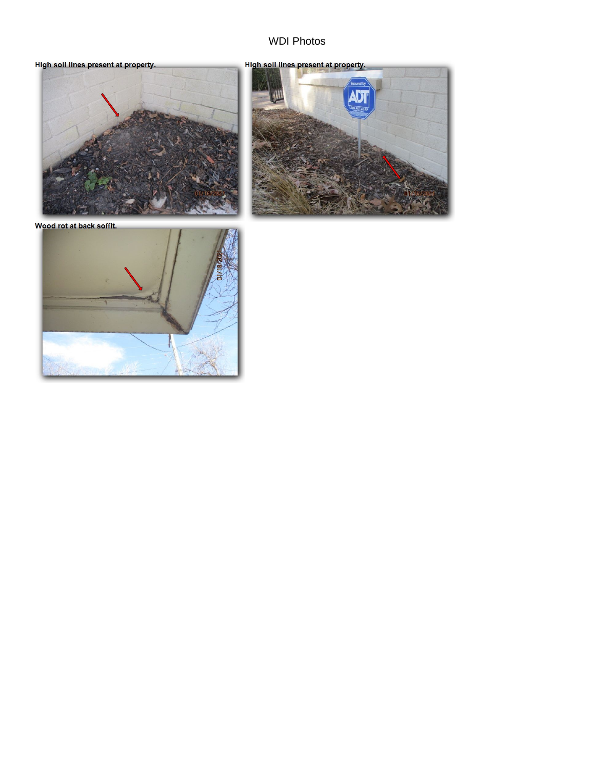# WDI Photos

**High soil lines present at property.**

**High soil lines present at property.**

**Wood rot at back soffit.**